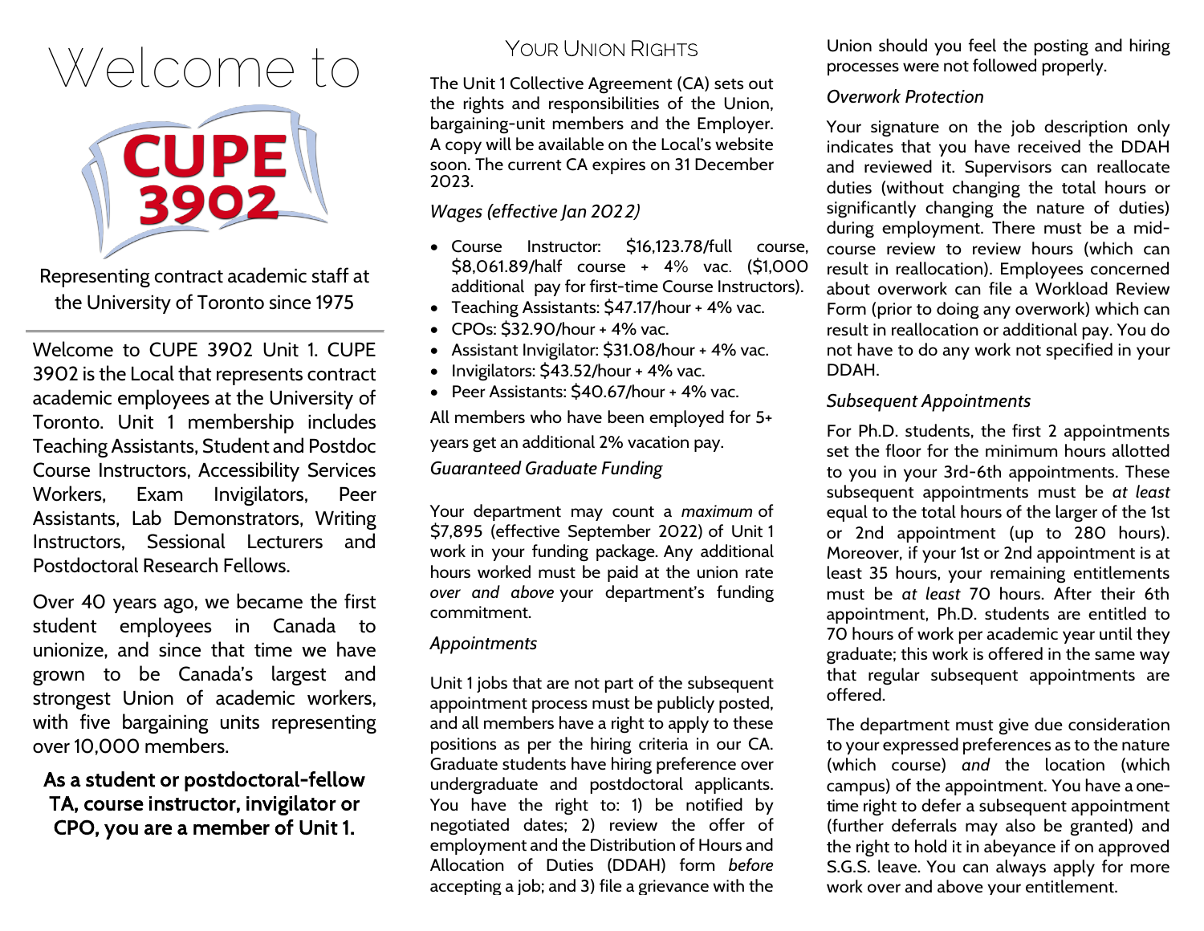# Welcome to CUPE 3902

Representing contract academic staff at the University of Toronto since 1975

Welcome to CUPE 3902 Unit 1. CUPE 3902 is the Local that represents contract academic employees at the University of Toronto. Unit 1 membership includes Teaching Assistants, Student and Postdoc Course Instructors, Accessibility Services Workers, Exam Invigilators, Peer Assistants, Lab Demonstrators, Writing Instructors, Sessional Lecturers and Postdoctoral Research Fellows.

Over 40 years ago, we became the first student employees in Canada to unionize, and since that time we have grown to be Canada's largest and strongest Union of academic workers, with five bargaining units representing over 10,000 members.

**As a student or postdoctoral-fellow TA, course instructor, invigilator or CPO, you are a member of Unit 1.**

## Your Union Rights

The Unit 1 Collective Agreement (CA) sets out the rights and responsibilities of the Union, bargaining-unit members and the Employer. A copy will be available on the Local's website soon. The current CA expires on 31 December 2023.

### *Wages (effective Jan 2022)*

- Course Instructor: $16,123.78/full course, $8,061.89/half course + 4% vac. ($1,000 additional pay for first-time Course Instructors).
- Teaching Assistants: $47.17/hour + 4% vac.
- CPOs: $32.90/hour + 4% vac.
- Assistant Invigilator: $31.08/hour + 4% vac.
- Invigilators: $43.52/hour + 4% vac.
- Peer Assistants: $40.67/hour + 4% vac.

All members who have been employed for 5+ years get an additional 2% vacation pay.

### *Guaranteed Graduate Funding*

Your department may count a *maximum* of $7,895 (effective September 2022) of Unit 1 work in your funding package. Any additional hours worked must be paid at the union rate *over and above* your department's funding commitment.

### *Appointments*

Unit 1 jobs that are not part of the subsequent appointment process must be publicly posted, and all members have a right to apply to these positions as per the hiring criteria in our CA. Graduate students have hiring preference over undergraduate and postdoctoral applicants. You have the right to: 1) be notified by negotiated dates; 2) review the offer of employment and the Distribution of Hours and Allocation of Duties (DDAH) form *before* accepting a job; and 3) file a grievance with the Union should you feel the posting and hiring processes were not followed properly.

### *Overwork Protection*

Your signature on the job description only indicates that you have received the DDAH and reviewed it. Supervisors can reallocate duties (without changing the total hours or significantly changing the nature of duties) during employment. There must be a mid-course review to review hours (which can result in reallocation). Employees concerned about overwork can file a Workload Review Form (prior to doing any overwork) which can result in reallocation or additional pay. You do not have to do any work not specified in your DDAH.

### *Subsequent Appointments*

For Ph.D. students, the first 2 appointments set the floor for the minimum hours allotted to you in your 3rd-6th appointments. These subsequent appointments must be *at least* equal to the total hours of the larger of the 1st or 2nd appointment (up to 280 hours). Moreover, if your 1st or 2nd appointment is at least 35 hours, your remaining entitlements must be *at least* 70 hours. After their 6th appointment, Ph.D. students are entitled to 70 hours of work per academic year until they graduate; this work is offered in the same way that regular subsequent appointments are offered.

The department must give due consideration to your expressed preferences as to the nature (which course) *and* the location (which campus) of the appointment. You have a one-time right to defer a subsequent appointment (further deferrals may also be granted) and the right to hold it in abeyance if on approved S.G.S. leave. You can always apply for more work over and above your entitlement.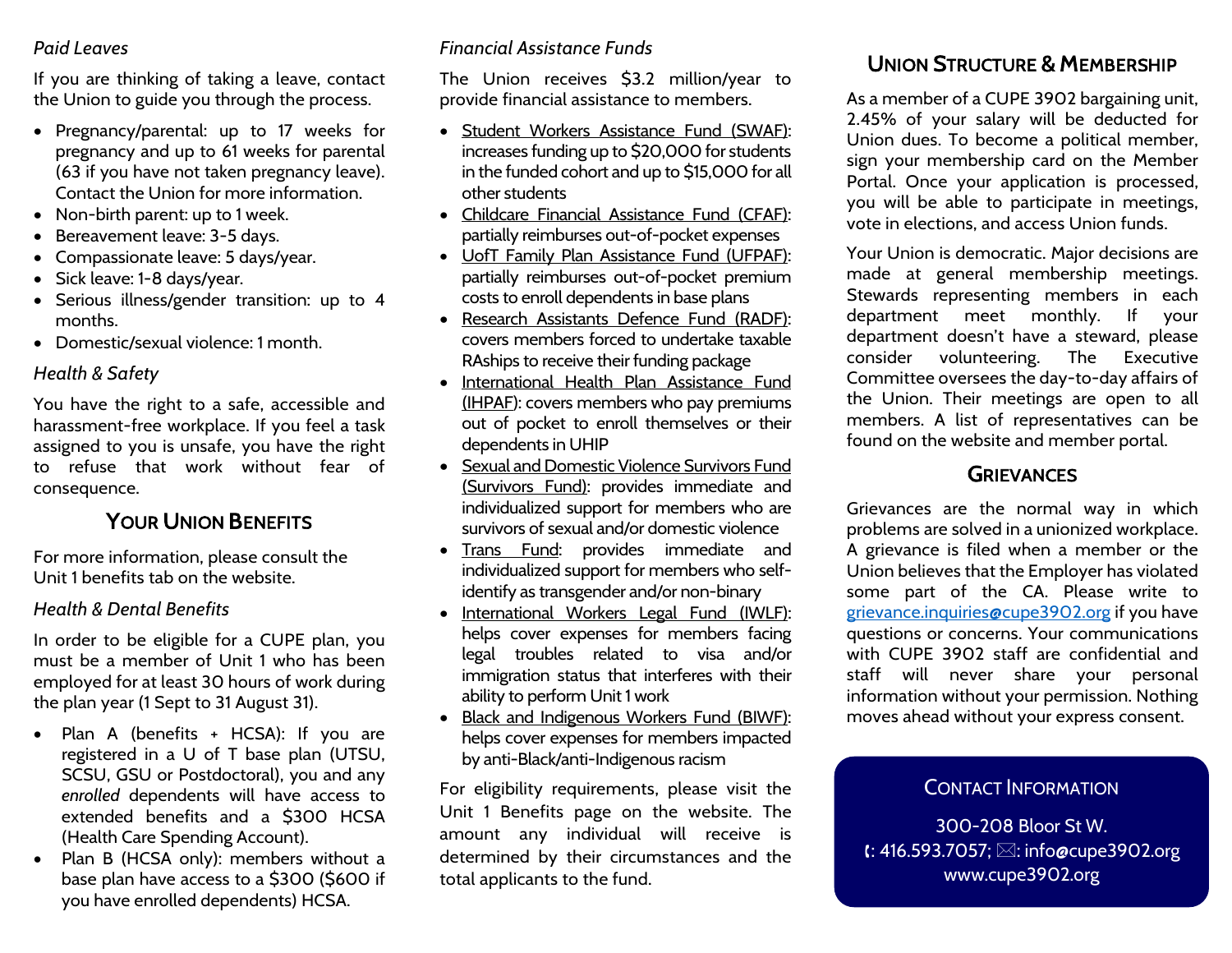*Paid Leaves*

If you are thinking of taking a leave, contact the Union to guide you through the process.

- Pregnancy/parental: up to 17 weeks for pregnancy and up to 61 weeks for parental (63 if you have not taken pregnancy leave). Contact the Union for more information.
- Non-birth parent: up to 1 week.
- Bereavement leave: 3-5 days.
- Compassionate leave: 5 days/year.
- Sick leave: 1-8 days/year.
- Serious illness/gender transition: up to 4 months.
- Domestic/sexual violence: 1 month.

*Health & Safety*

You have the right to a safe, accessible and harassment-free workplace. If you feel a task assigned to you is unsafe, you have the right to refuse that work without fear of consequence.

## Your Union Benefits

For more information, please consult the Unit 1 benefits tab on the website.

*Health & Dental Benefits*

In order to be eligible for a CUPE plan, you must be a member of Unit 1 who has been employed for at least 30 hours of work during the plan year (1 Sept to 31 August 31).

- Plan A (benefits + HCSA): If you are registered in a U of T base plan (UTSU, SCSU, GSU or Postdoctoral), you and any *enrolled* dependents will have access to extended benefits and a $300 HCSA (Health Care Spending Account).
- Plan B (HCSA only): members without a base plan have access to a $300 ($600 if you have enrolled dependents) HCSA.

*Financial Assistance Funds*

The Union receives $3.2 million/year to provide financial assistance to members.

- Student Workers Assistance Fund (SWAF): increases funding up to $20,000 for students in the funded cohort and up to $15,000 for all other students
- Childcare Financial Assistance Fund (CFAF): partially reimburses out-of-pocket expenses
- UofT Family Plan Assistance Fund (UFPAF): partially reimburses out-of-pocket premium costs to enroll dependents in base plans
- Research Assistants Defence Fund (RADF): covers members forced to undertake taxable RAships to receive their funding package
- International Health Plan Assistance Fund (IHPAF): covers members who pay premiums out of pocket to enroll themselves or their dependents in UHIP
- Sexual and Domestic Violence Survivors Fund (Survivors Fund): provides immediate and individualized support for members who are survivors of sexual and/or domestic violence
- Trans Fund: provides immediate and individualized support for members who self-identify as transgender and/or non-binary
- International Workers Legal Fund (IWLF): helps cover expenses for members facing legal troubles related to visa and/or immigration status that interferes with their ability to perform Unit 1 work
- Black and Indigenous Workers Fund (BIWF): helps cover expenses for members impacted by anti-Black/anti-Indigenous racism

For eligibility requirements, please visit the Unit 1 Benefits page on the website. The amount any individual will receive is determined by their circumstances and the total applicants to the fund.

## Union Structure & Membership

As a member of a CUPE 3902 bargaining unit, 2.45% of your salary will be deducted for Union dues. To become a political member, sign your membership card on the Member Portal. Once your application is processed, you will be able to participate in meetings, vote in elections, and access Union funds.

Your Union is democratic. Major decisions are made at general membership meetings. Stewards representing members in each department meet monthly. If your department doesn't have a steward, please consider volunteering. The Executive Committee oversees the day-to-day affairs of the Union. Their meetings are open to all members. A list of representatives can be found on the website and member portal.

## Grievances

Grievances are the normal way in which problems are solved in a unionized workplace. A grievance is filed when a member or the Union believes that the Employer has violated some part of the CA. Please write to grievance.inquiries@cupe3902.org if you have questions or concerns. Your communications with CUPE 3902 staff are confidential and staff will never share your personal information without your permission. Nothing moves ahead without your express consent.

## Contact Information

300-208 Bloor St W.
✆: 416.593.7057; ✉: info@cupe3902.org
www.cupe3902.org